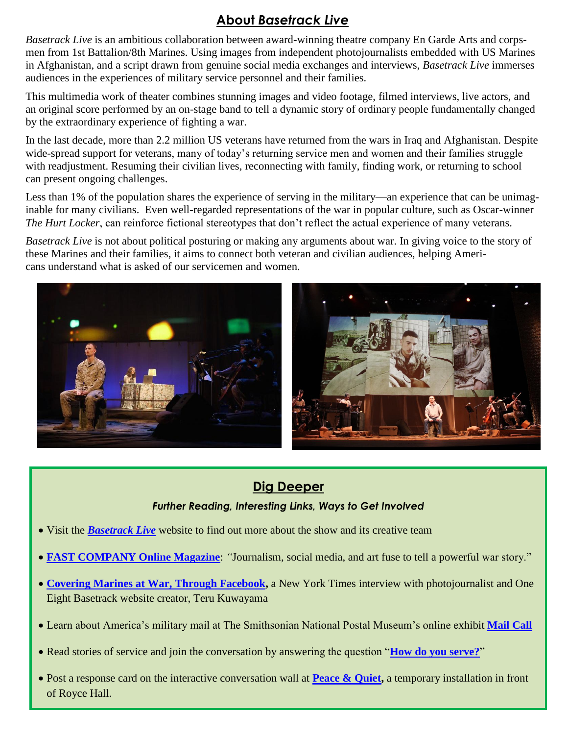## About *Basetrack Live*

*Basetrack Live* is an ambitious collaboration between award-winning theatre company En Garde Arts and corpsmen from 1st Battalion/8th Marines. Using images from independent photojournalists embedded with US Marines in Afghanistan, and a script drawn from genuine social media exchanges and interviews, *Basetrack Live* immerses audiences in the experiences of military service personnel and their families.

This multimedia work of theater combines stunning images and video footage, filmed interviews, live actors, and an original score performed by an on-stage band to tell a dynamic story of ordinary people fundamentally changed by the extraordinary experience of fighting a war.

In the last decade, more than 2.2 million US veterans have returned from the wars in Iraq and Afghanistan. Despite wide-spread support for veterans, many of today's returning service men and women and their families struggle with readjustment. Resuming their civilian lives, reconnecting with family, finding work, or returning to school can present ongoing challenges.

Less than 1% of the population shares the experience of serving in the military—an experience that can be unimaginable for many civilians. Even well-regarded representations of the war in popular culture, such as Oscar-winner *The Hurt Locker*, can reinforce fictional stereotypes that don't reflect the actual experience of many veterans.

*Basetrack Live* is not about political posturing or making any arguments about war. In giving voice to the story of these Marines and their families, it aims to connect both veteran and civilian audiences, helping Americans understand what is asked of our servicemen and women.

### Dig Deeper

*Further Reading, Interesting Links, Ways to Get Involved*

- Visit the ***Basetrack Live*** website to find out more about the show and its creative team
- **FAST COMPANY Online Magazine**: *"*Journalism, social media, and art fuse to tell a powerful war story."
- **Covering Marines at War, Through Facebook,** a New York Times interview with photojournalist and One Eight Basetrack website creator, Teru Kuwayama
- Learn about America's military mail at The Smithsonian National Postal Museum's online exhibit **Mail Call**
- Read stories of service and join the conversation by answering the question "**How do you serve?**"
- Post a response card on the interactive conversation wall at **Peace & Quiet,** a temporary installation in front of Royce Hall.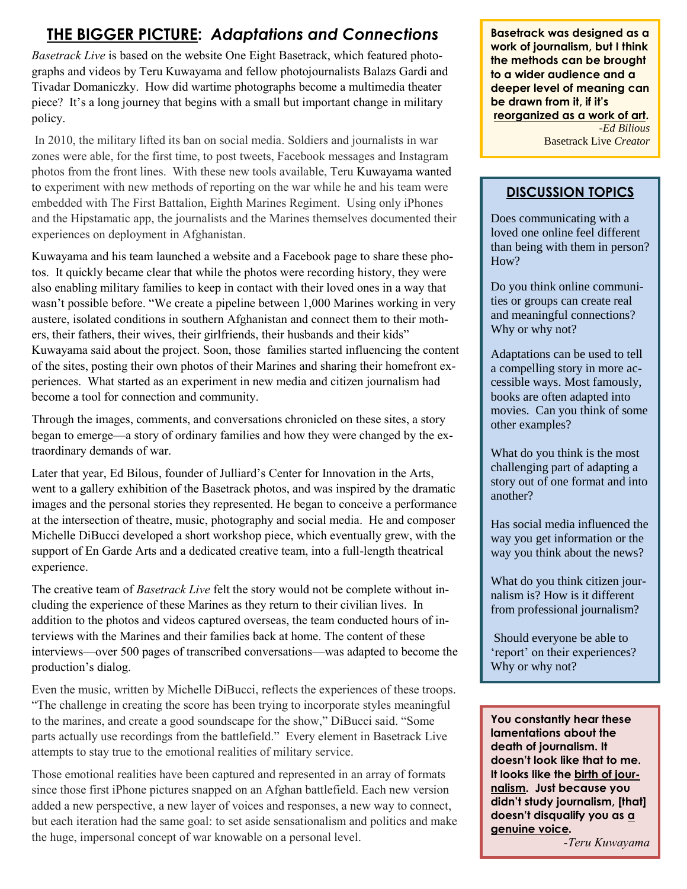## THE BIGGER PICTURE: *Adaptations and Connections*

*Basetrack Live* is based on the website One Eight Basetrack, which featured photographs and videos by Teru Kuwayama and fellow photojournalists Balazs Gardi and Tivadar Domaniczky. How did wartime photographs become a multimedia theater piece? It's a long journey that begins with a small but important change in military policy.

In 2010, the military lifted its ban on social media. Soldiers and journalists in war zones were able, for the first time, to post tweets, Facebook messages and Instagram photos from the front lines. With these new tools available, Teru Kuwayama wanted to experiment with new methods of reporting on the war while he and his team were embedded with The First Battalion, Eighth Marines Regiment. Using only iPhones and the Hipstamatic app, the journalists and the Marines themselves documented their experiences on deployment in Afghanistan.

Kuwayama and his team launched a website and a Facebook page to share these photos. It quickly became clear that while the photos were recording history, they were also enabling military families to keep in contact with their loved ones in a way that wasn't possible before. "We create a pipeline between 1,000 Marines working in very austere, isolated conditions in southern Afghanistan and connect them to their mothers, their fathers, their wives, their girlfriends, their husbands and their kids" Kuwayama said about the project. Soon, those families started influencing the content of the sites, posting their own photos of their Marines and sharing their homefront experiences. What started as an experiment in new media and citizen journalism had become a tool for connection and community.

Through the images, comments, and conversations chronicled on these sites, a story began to emerge—a story of ordinary families and how they were changed by the extraordinary demands of war.

Later that year, Ed Bilous, founder of Julliard's Center for Innovation in the Arts, went to a gallery exhibition of the Basetrack photos, and was inspired by the dramatic images and the personal stories they represented. He began to conceive a performance at the intersection of theatre, music, photography and social media. He and composer Michelle DiBucci developed a short workshop piece, which eventually grew, with the support of En Garde Arts and a dedicated creative team, into a full-length theatrical experience.

The creative team of *Basetrack Live* felt the story would not be complete without including the experience of these Marines as they return to their civilian lives. In addition to the photos and videos captured overseas, the team conducted hours of interviews with the Marines and their families back at home. The content of these interviews—over 500 pages of transcribed conversations—was adapted to become the production's dialog.

Even the music, written by Michelle DiBucci, reflects the experiences of these troops. "The challenge in creating the score has been trying to incorporate styles meaningful to the marines, and create a good soundscape for the show," DiBucci said. "Some parts actually use recordings from the battlefield." Every element in Basetrack Live attempts to stay true to the emotional realities of military service.

Those emotional realities have been captured and represented in an array of formats since those first iPhone pictures snapped on an Afghan battlefield. Each new version added a new perspective, a new layer of voices and responses, a new way to connect, but each iteration had the same goal: to set aside sensationalism and politics and make the huge, impersonal concept of war knowable on a personal level.

**Basetrack was designed as a work of journalism, but I think the methods can be brought to a wider audience and a deeper level of meaning can be drawn from it, if it's reorganized as a work of art.**

*-Ed Bilious*
Basetrack Live *Creator*

### DISCUSSION TOPICS

Does communicating with a loved one online feel different than being with them in person? How?

Do you think online communities or groups can create real and meaningful connections? Why or why not?

Adaptations can be used to tell a compelling story in more accessible ways. Most famously, books are often adapted into movies. Can you think of some other examples?

What do you think is the most challenging part of adapting a story out of one format and into another?

Has social media influenced the way you get information or the way you think about the news?

What do you think citizen journalism is? How is it different from professional journalism?

Should everyone be able to 'report' on their experiences? Why or why not?

**You constantly hear these lamentations about the death of journalism. It doesn't look like that to me. It looks like the birth of journalism. Just because you didn't study journalism, [that] doesn't disqualify you as a genuine voice.**

*-Teru Kuwayama*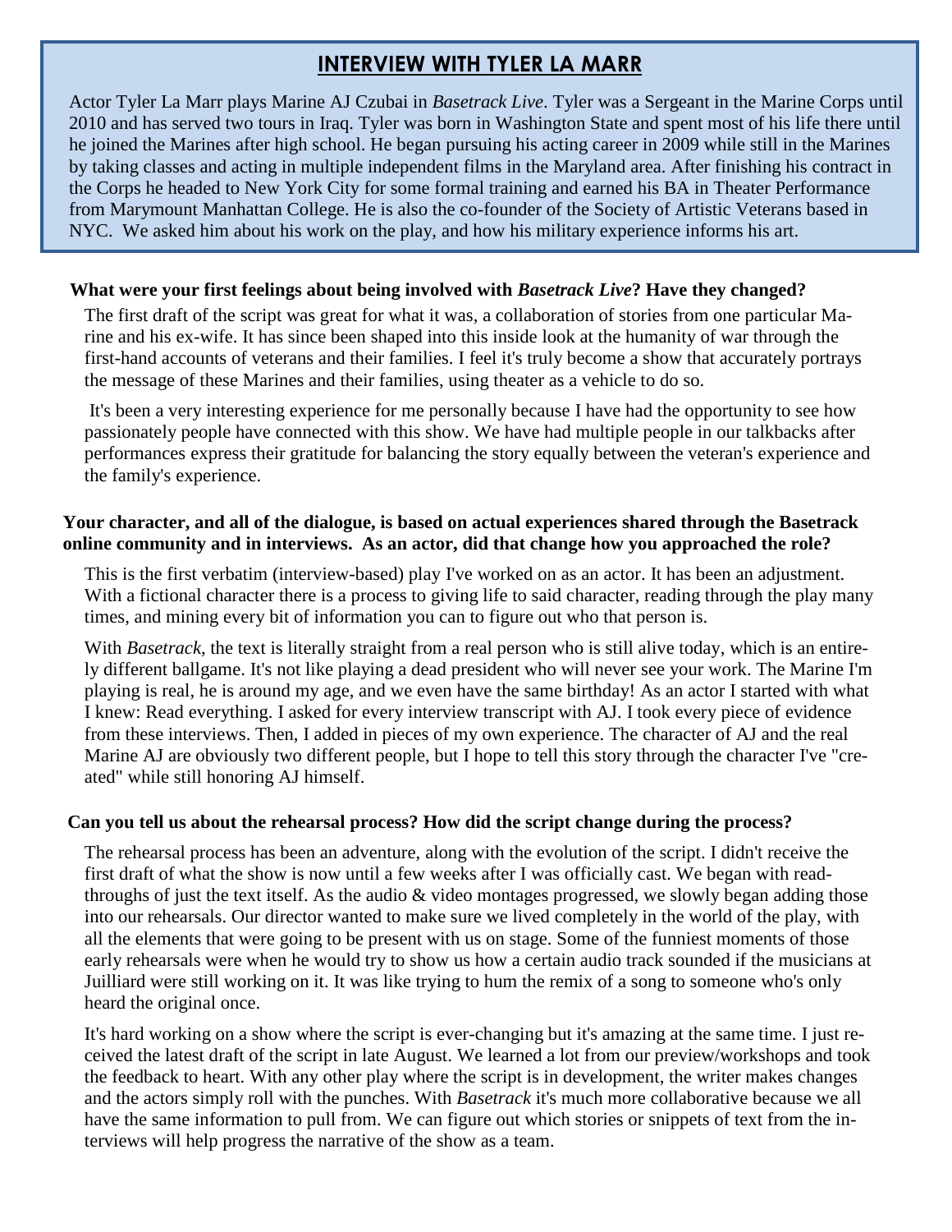## INTERVIEW WITH TYLER LA MARR

Actor Tyler La Marr plays Marine AJ Czubai in *Basetrack Live*. Tyler was a Sergeant in the Marine Corps until 2010 and has served two tours in Iraq. Tyler was born in Washington State and spent most of his life there until he joined the Marines after high school. He began pursuing his acting career in 2009 while still in the Marines by taking classes and acting in multiple independent films in the Maryland area. After finishing his contract in the Corps he headed to New York City for some formal training and earned his BA in Theater Performance from Marymount Manhattan College. He is also the co-founder of the Society of Artistic Veterans based in NYC. We asked him about his work on the play, and how his military experience informs his art.

**What were your first feelings about being involved with *Basetrack Live*? Have they changed?**

The first draft of the script was great for what it was, a collaboration of stories from one particular Marine and his ex-wife. It has since been shaped into this inside look at the humanity of war through the first-hand accounts of veterans and their families. I feel it's truly become a show that accurately portrays the message of these Marines and their families, using theater as a vehicle to do so.

It's been a very interesting experience for me personally because I have had the opportunity to see how passionately people have connected with this show. We have had multiple people in our talkbacks after performances express their gratitude for balancing the story equally between the veteran's experience and the family's experience.

**Your character, and all of the dialogue, is based on actual experiences shared through the Basetrack online community and in interviews. As an actor, did that change how you approached the role?**

This is the first verbatim (interview-based) play I've worked on as an actor. It has been an adjustment. With a fictional character there is a process to giving life to said character, reading through the play many times, and mining every bit of information you can to figure out who that person is.

With *Basetrack*, the text is literally straight from a real person who is still alive today, which is an entirely different ballgame. It's not like playing a dead president who will never see your work. The Marine I'm playing is real, he is around my age, and we even have the same birthday! As an actor I started with what I knew: Read everything. I asked for every interview transcript with AJ. I took every piece of evidence from these interviews. Then, I added in pieces of my own experience. The character of AJ and the real Marine AJ are obviously two different people, but I hope to tell this story through the character I've "created" while still honoring AJ himself.

**Can you tell us about the rehearsal process? How did the script change during the process?**

The rehearsal process has been an adventure, along with the evolution of the script. I didn't receive the first draft of what the show is now until a few weeks after I was officially cast. We began with read-throughs of just the text itself. As the audio & video montages progressed, we slowly began adding those into our rehearsals. Our director wanted to make sure we lived completely in the world of the play, with all the elements that were going to be present with us on stage. Some of the funniest moments of those early rehearsals were when he would try to show us how a certain audio track sounded if the musicians at Juilliard were still working on it. It was like trying to hum the remix of a song to someone who's only heard the original once.

It's hard working on a show where the script is ever-changing but it's amazing at the same time. I just received the latest draft of the script in late August. We learned a lot from our preview/workshops and took the feedback to heart. With any other play where the script is in development, the writer makes changes and the actors simply roll with the punches. With *Basetrack* it's much more collaborative because we all have the same information to pull from. We can figure out which stories or snippets of text from the interviews will help progress the narrative of the show as a team.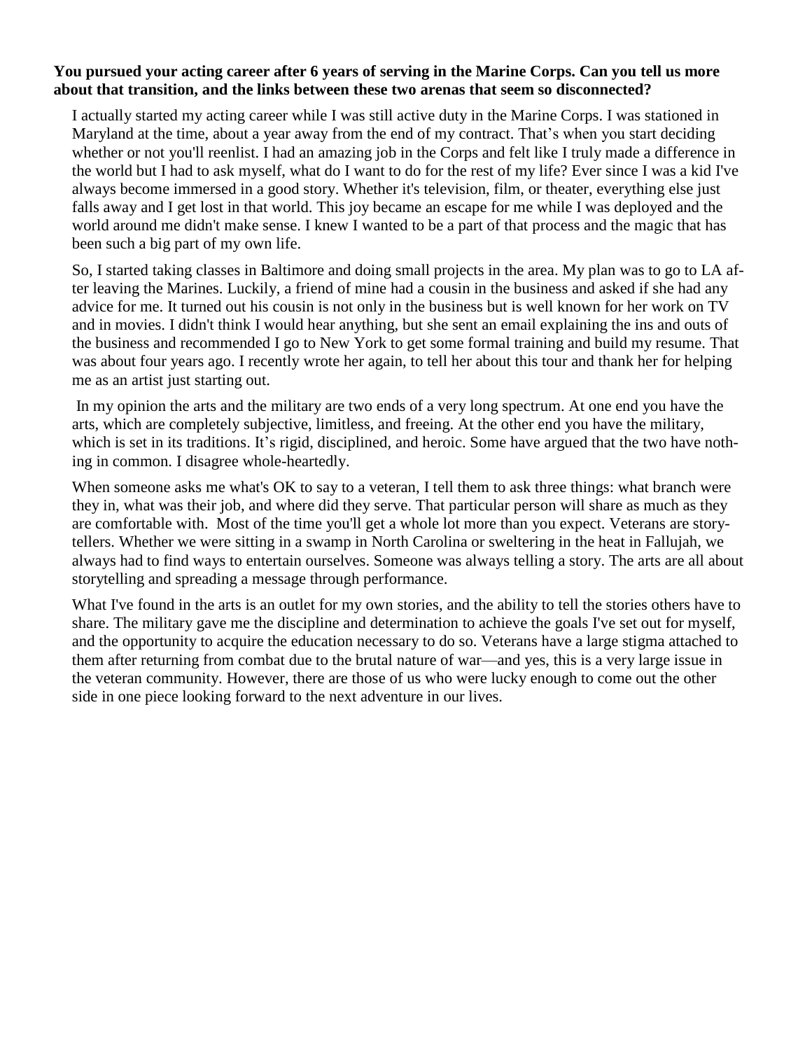**You pursued your acting career after 6 years of serving in the Marine Corps. Can you tell us more about that transition, and the links between these two arenas that seem so disconnected?**

I actually started my acting career while I was still active duty in the Marine Corps. I was stationed in Maryland at the time, about a year away from the end of my contract. That's when you start deciding whether or not you'll reenlist. I had an amazing job in the Corps and felt like I truly made a difference in the world but I had to ask myself, what do I want to do for the rest of my life? Ever since I was a kid I've always become immersed in a good story. Whether it's television, film, or theater, everything else just falls away and I get lost in that world. This joy became an escape for me while I was deployed and the world around me didn't make sense. I knew I wanted to be a part of that process and the magic that has been such a big part of my own life.

So, I started taking classes in Baltimore and doing small projects in the area. My plan was to go to LA after leaving the Marines. Luckily, a friend of mine had a cousin in the business and asked if she had any advice for me. It turned out his cousin is not only in the business but is well known for her work on TV and in movies. I didn't think I would hear anything, but she sent an email explaining the ins and outs of the business and recommended I go to New York to get some formal training and build my resume. That was about four years ago. I recently wrote her again, to tell her about this tour and thank her for helping me as an artist just starting out.

In my opinion the arts and the military are two ends of a very long spectrum. At one end you have the arts, which are completely subjective, limitless, and freeing. At the other end you have the military, which is set in its traditions. It's rigid, disciplined, and heroic. Some have argued that the two have nothing in common. I disagree whole-heartedly.

When someone asks me what's OK to say to a veteran, I tell them to ask three things: what branch were they in, what was their job, and where did they serve. That particular person will share as much as they are comfortable with. Most of the time you'll get a whole lot more than you expect. Veterans are storytellers. Whether we were sitting in a swamp in North Carolina or sweltering in the heat in Fallujah, we always had to find ways to entertain ourselves. Someone was always telling a story. The arts are all about storytelling and spreading a message through performance.

What I've found in the arts is an outlet for my own stories, and the ability to tell the stories others have to share. The military gave me the discipline and determination to achieve the goals I've set out for myself, and the opportunity to acquire the education necessary to do so. Veterans have a large stigma attached to them after returning from combat due to the brutal nature of war—and yes, this is a very large issue in the veteran community. However, there are those of us who were lucky enough to come out the other side in one piece looking forward to the next adventure in our lives.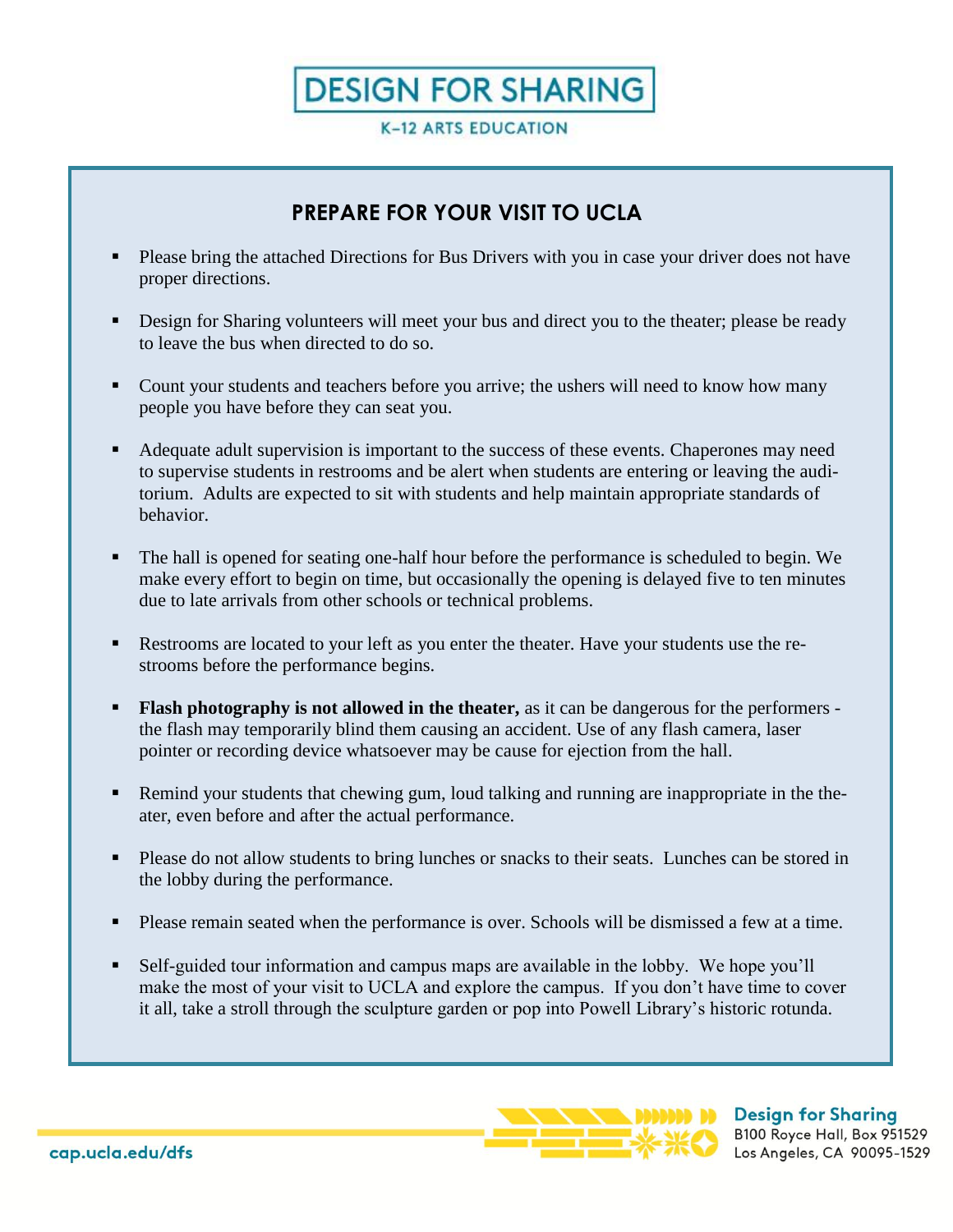# DESIGN FOR SHARING

K–12 ARTS EDUCATION

## PREPARE FOR YOUR VISIT TO UCLA

- Please bring the attached Directions for Bus Drivers with you in case your driver does not have proper directions.
- Design for Sharing volunteers will meet your bus and direct you to the theater; please be ready to leave the bus when directed to do so.
- Count your students and teachers before you arrive; the ushers will need to know how many people you have before they can seat you.
- Adequate adult supervision is important to the success of these events. Chaperones may need to supervise students in restrooms and be alert when students are entering or leaving the auditorium. Adults are expected to sit with students and help maintain appropriate standards of behavior.
- The hall is opened for seating one-half hour before the performance is scheduled to begin. We make every effort to begin on time, but occasionally the opening is delayed five to ten minutes due to late arrivals from other schools or technical problems.
- Restrooms are located to your left as you enter the theater. Have your students use the restrooms before the performance begins.
- **Flash photography is not allowed in the theater,** as it can be dangerous for the performers - the flash may temporarily blind them causing an accident. Use of any flash camera, laser pointer or recording device whatsoever may be cause for ejection from the hall.
- Remind your students that chewing gum, loud talking and running are inappropriate in the theater, even before and after the actual performance.
- Please do not allow students to bring lunches or snacks to their seats. Lunches can be stored in the lobby during the performance.
- Please remain seated when the performance is over. Schools will be dismissed a few at a time.
- Self-guided tour information and campus maps are available in the lobby. We hope you'll make the most of your visit to UCLA and explore the campus. If you don't have time to cover it all, take a stroll through the sculpture garden or pop into Powell Library's historic rotunda.

cap.ucla.edu/dfs

**Design for Sharing**
B100 Royce Hall, Box 951529
Los Angeles, CA 90095-1529